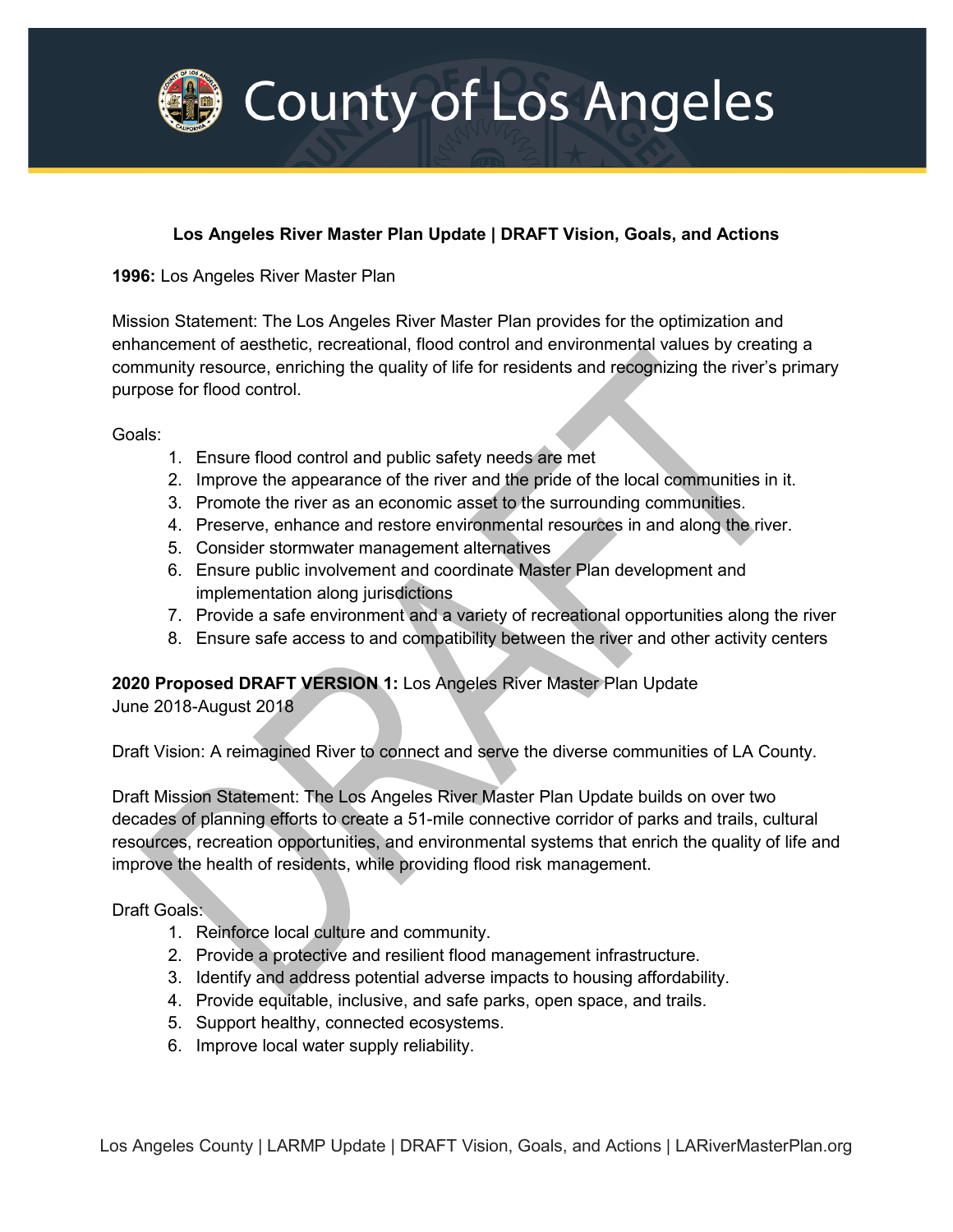# County of Los Angeles

**Los Angeles River Master Plan Update | DRAFT Vision, Goals, and Actions**

**1996:** Los Angeles River Master Plan

Mission Statement: The Los Angeles River Master Plan provides for the optimization and enhancement of aesthetic, recreational, flood control and environmental values by creating a community resource, enriching the quality of life for residents and recognizing the river's primary purpose for flood control.

Goals:

1. Ensure flood control and public safety needs are met
2. Improve the appearance of the river and the pride of the local communities in it.
3. Promote the river as an economic asset to the surrounding communities.
4. Preserve, enhance and restore environmental resources in and along the river.
5. Consider stormwater management alternatives
6. Ensure public involvement and coordinate Master Plan development and implementation along jurisdictions
7. Provide a safe environment and a variety of recreational opportunities along the river
8. Ensure safe access to and compatibility between the river and other activity centers

**2020 Proposed DRAFT VERSION 1:** Los Angeles River Master Plan Update
June 2018-August 2018

Draft Vision: A reimagined River to connect and serve the diverse communities of LA County.

Draft Mission Statement: The Los Angeles River Master Plan Update builds on over two decades of planning efforts to create a 51-mile connective corridor of parks and trails, cultural resources, recreation opportunities, and environmental systems that enrich the quality of life and improve the health of residents, while providing flood risk management.

Draft Goals:

1. Reinforce local culture and community.
2. Provide a protective and resilient flood management infrastructure.
3. Identify and address potential adverse impacts to housing affordability.
4. Provide equitable, inclusive, and safe parks, open space, and trails.
5. Support healthy, connected ecosystems.
6. Improve local water supply reliability.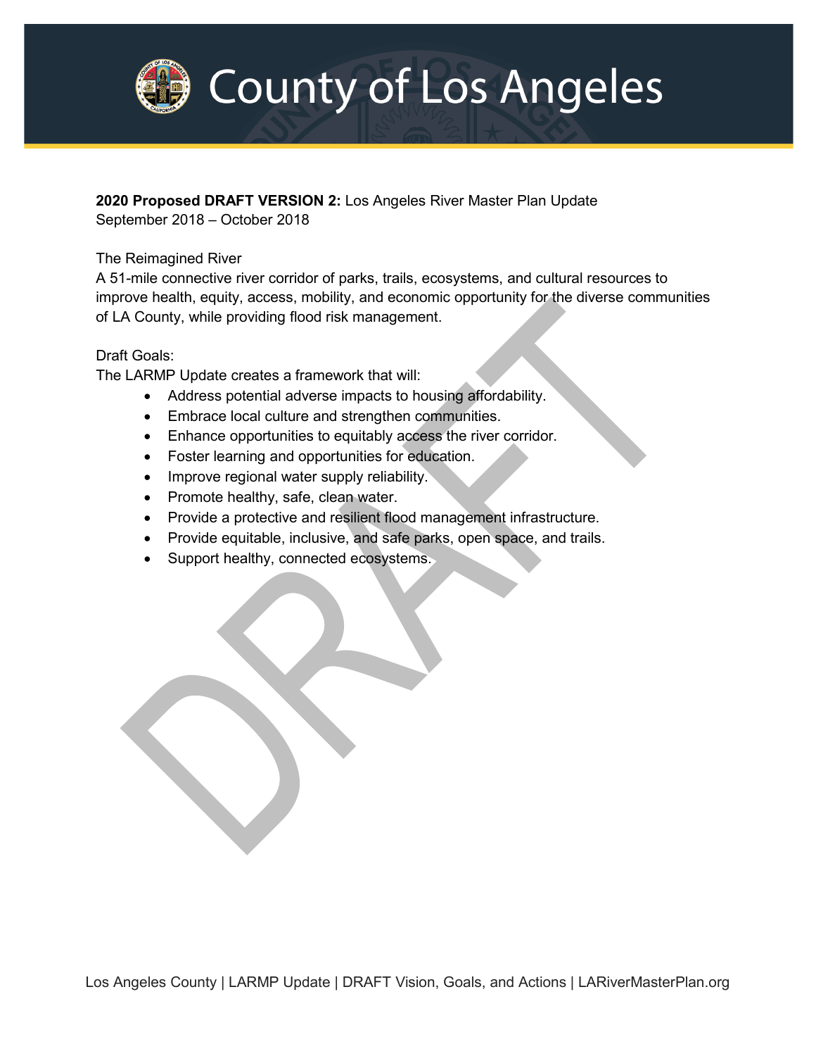**2020 Proposed DRAFT VERSION 2:** Los Angeles River Master Plan Update
September 2018 – October 2018

The Reimagined River
A 51-mile connective river corridor of parks, trails, ecosystems, and cultural resources to improve health, equity, access, mobility, and economic opportunity for the diverse communities of LA County, while providing flood risk management.

Draft Goals:
The LARMP Update creates a framework that will:

- Address potential adverse impacts to housing affordability.
- Embrace local culture and strengthen communities.
- Enhance opportunities to equitably access the river corridor.
- Foster learning and opportunities for education.
- Improve regional water supply reliability.
- Promote healthy, safe, clean water.
- Provide a protective and resilient flood management infrastructure.
- Provide equitable, inclusive, and safe parks, open space, and trails.
- Support healthy, connected ecosystems.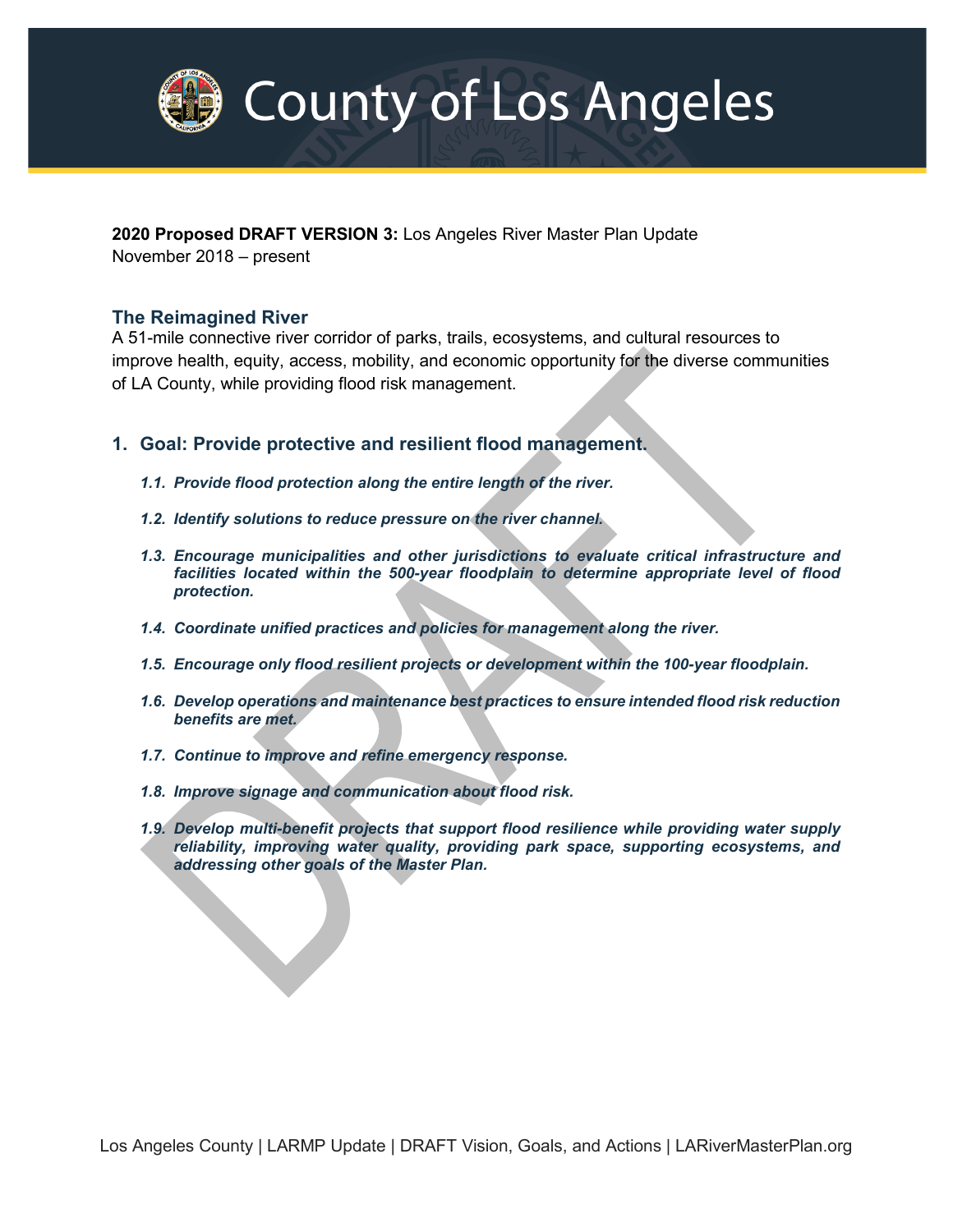**2020 Proposed DRAFT VERSION 3:** Los Angeles River Master Plan Update
November 2018 – present

## The Reimagined River

A 51-mile connective river corridor of parks, trails, ecosystems, and cultural resources to improve health, equity, access, mobility, and economic opportunity for the diverse communities of LA County, while providing flood risk management.

## 1. Goal: Provide protective and resilient flood management.

***1.1. Provide flood protection along the entire length of the river.***

***1.2. Identify solutions to reduce pressure on the river channel.***

***1.3. Encourage municipalities and other jurisdictions to evaluate critical infrastructure and facilities located within the 500-year floodplain to determine appropriate level of flood protection.***

***1.4. Coordinate unified practices and policies for management along the river.***

***1.5. Encourage only flood resilient projects or development within the 100-year floodplain.***

***1.6. Develop operations and maintenance best practices to ensure intended flood risk reduction benefits are met.***

***1.7. Continue to improve and refine emergency response.***

***1.8. Improve signage and communication about flood risk.***

***1.9. Develop multi-benefit projects that support flood resilience while providing water supply reliability, improving water quality, providing park space, supporting ecosystems, and addressing other goals of the Master Plan.***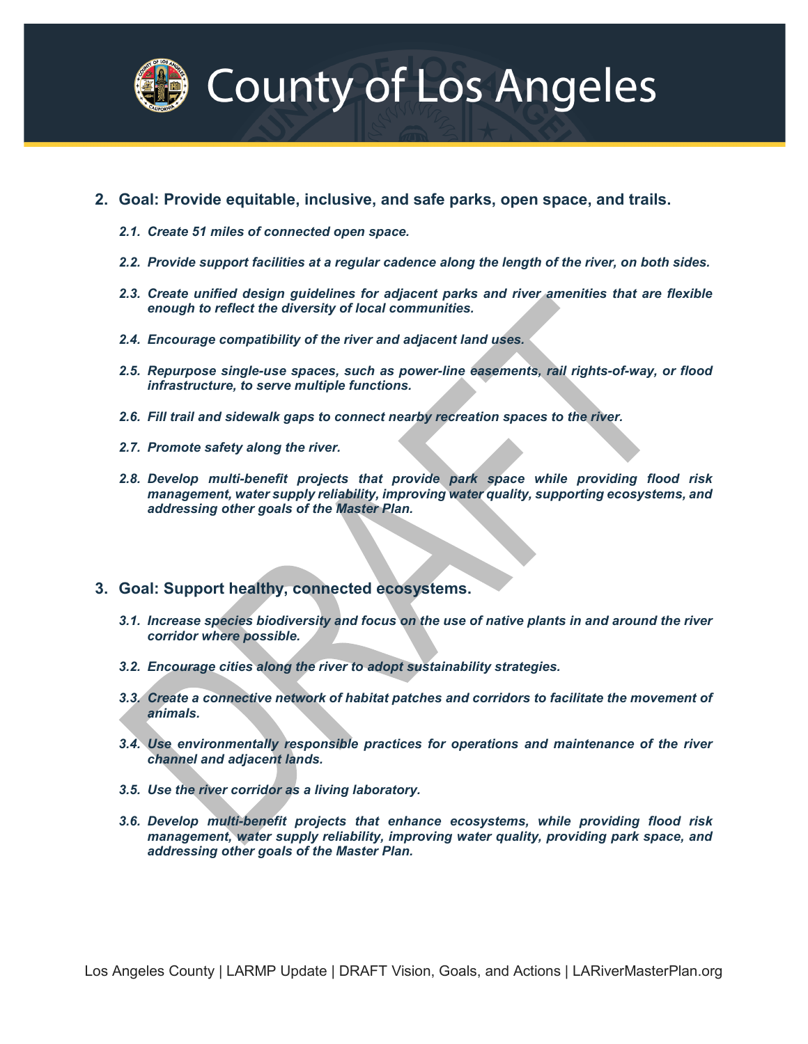## 2. Goal: Provide equitable, inclusive, and safe parks, open space, and trails.

*2.1. Create 51 miles of connected open space.*

*2.2. Provide support facilities at a regular cadence along the length of the river, on both sides.*

*2.3. Create unified design guidelines for adjacent parks and river amenities that are flexible enough to reflect the diversity of local communities.*

*2.4. Encourage compatibility of the river and adjacent land uses.*

*2.5. Repurpose single-use spaces, such as power-line easements, rail rights-of-way, or flood infrastructure, to serve multiple functions.*

*2.6. Fill trail and sidewalk gaps to connect nearby recreation spaces to the river.*

*2.7. Promote safety along the river.*

*2.8. Develop multi-benefit projects that provide park space while providing flood risk management, water supply reliability, improving water quality, supporting ecosystems, and addressing other goals of the Master Plan.*

## 3. Goal: Support healthy, connected ecosystems.

*3.1. Increase species biodiversity and focus on the use of native plants in and around the river corridor where possible.*

*3.2. Encourage cities along the river to adopt sustainability strategies.*

*3.3. Create a connective network of habitat patches and corridors to facilitate the movement of animals.*

*3.4. Use environmentally responsible practices for operations and maintenance of the river channel and adjacent lands.*

*3.5. Use the river corridor as a living laboratory.*

*3.6. Develop multi-benefit projects that enhance ecosystems, while providing flood risk management, water supply reliability, improving water quality, providing park space, and addressing other goals of the Master Plan.*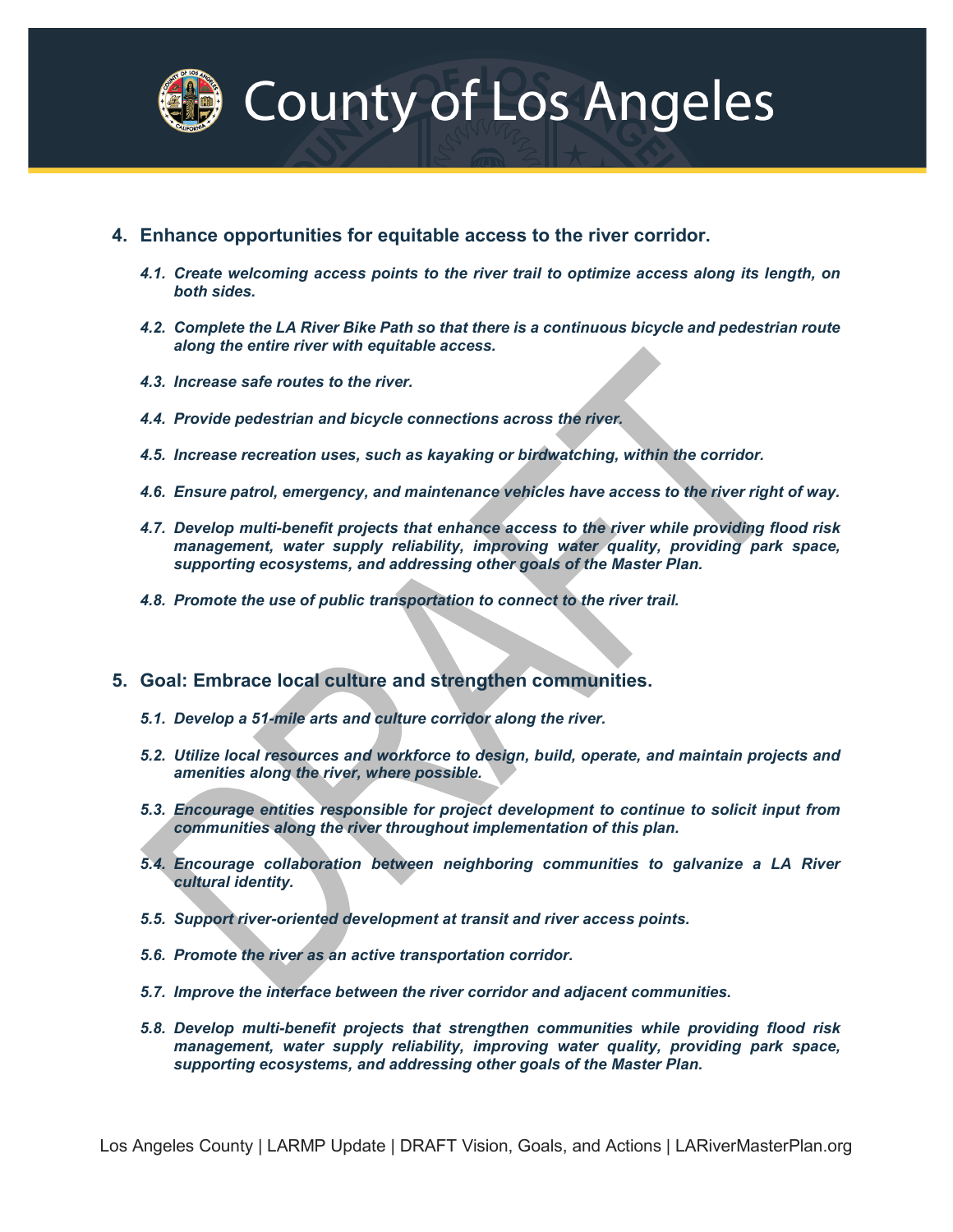4. **Enhance opportunities for equitable access to the river corridor.**

   *4.1. Create welcoming access points to the river trail to optimize access along its length, on both sides.*

   *4.2. Complete the LA River Bike Path so that there is a continuous bicycle and pedestrian route along the entire river with equitable access.*

   *4.3. Increase safe routes to the river.*

   *4.4. Provide pedestrian and bicycle connections across the river.*

   *4.5. Increase recreation uses, such as kayaking or birdwatching, within the corridor.*

   *4.6. Ensure patrol, emergency, and maintenance vehicles have access to the river right of way.*

   *4.7. Develop multi-benefit projects that enhance access to the river while providing flood risk management, water supply reliability, improving water quality, providing park space, supporting ecosystems, and addressing other goals of the Master Plan.*

   *4.8. Promote the use of public transportation to connect to the river trail.*

5. **Goal: Embrace local culture and strengthen communities.**

   *5.1. Develop a 51-mile arts and culture corridor along the river.*

   *5.2. Utilize local resources and workforce to design, build, operate, and maintain projects and amenities along the river, where possible.*

   *5.3. Encourage entities responsible for project development to continue to solicit input from communities along the river throughout implementation of this plan.*

   *5.4. Encourage collaboration between neighboring communities to galvanize a LA River cultural identity.*

   *5.5. Support river-oriented development at transit and river access points.*

   *5.6. Promote the river as an active transportation corridor.*

   *5.7. Improve the interface between the river corridor and adjacent communities.*

   *5.8. Develop multi-benefit projects that strengthen communities while providing flood risk management, water supply reliability, improving water quality, providing park space, supporting ecosystems, and addressing other goals of the Master Plan.*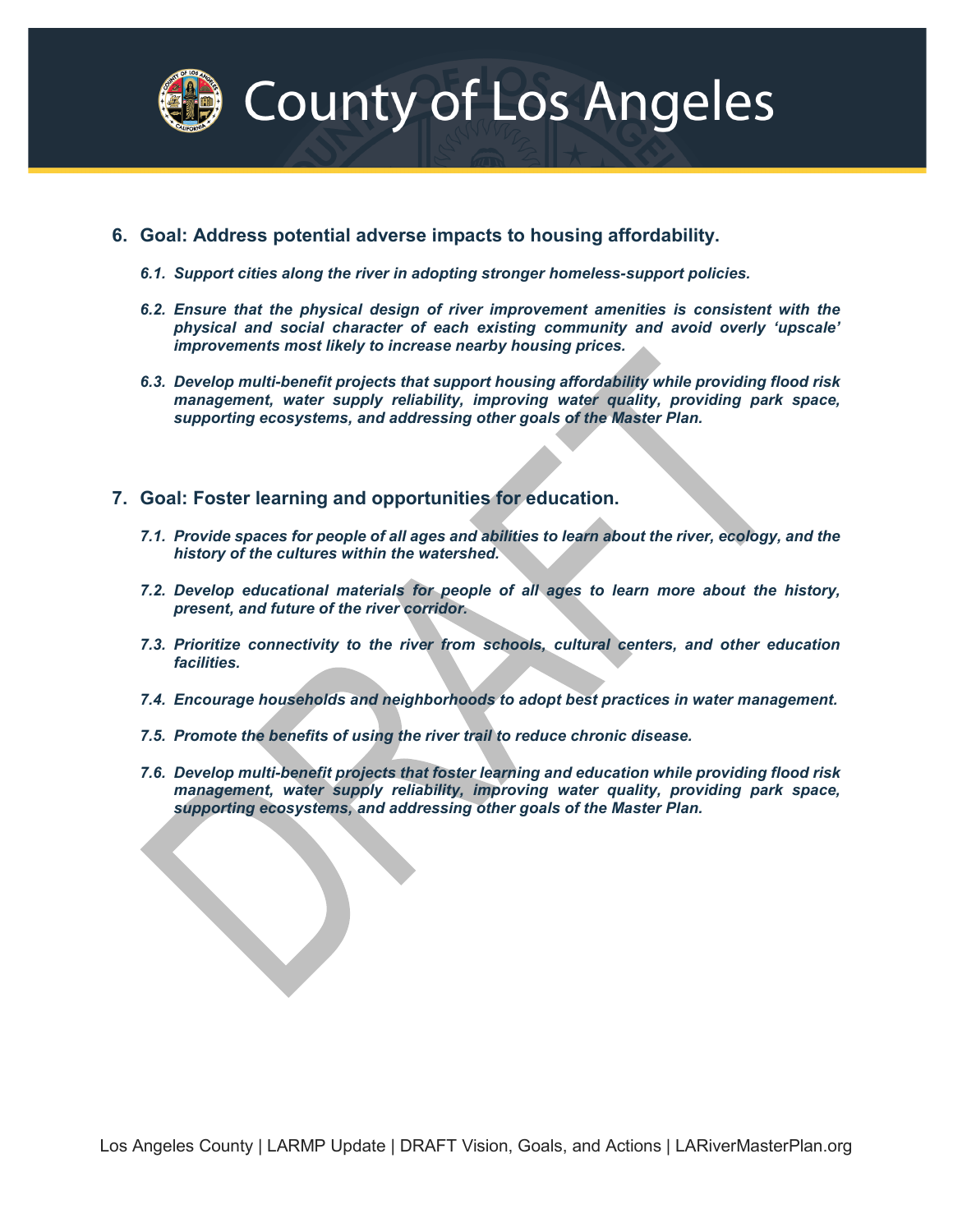## 6. Goal: Address potential adverse impacts to housing affordability.

***6.1. Support cities along the river in adopting stronger homeless-support policies.***

***6.2. Ensure that the physical design of river improvement amenities is consistent with the physical and social character of each existing community and avoid overly 'upscale' improvements most likely to increase nearby housing prices.***

***6.3. Develop multi-benefit projects that support housing affordability while providing flood risk management, water supply reliability, improving water quality, providing park space, supporting ecosystems, and addressing other goals of the Master Plan.***

## 7. Goal: Foster learning and opportunities for education.

***7.1. Provide spaces for people of all ages and abilities to learn about the river, ecology, and the history of the cultures within the watershed.***

***7.2. Develop educational materials for people of all ages to learn more about the history, present, and future of the river corridor.***

***7.3. Prioritize connectivity to the river from schools, cultural centers, and other education facilities.***

***7.4. Encourage households and neighborhoods to adopt best practices in water management.***

***7.5. Promote the benefits of using the river trail to reduce chronic disease.***

***7.6. Develop multi-benefit projects that foster learning and education while providing flood risk management, water supply reliability, improving water quality, providing park space, supporting ecosystems, and addressing other goals of the Master Plan.***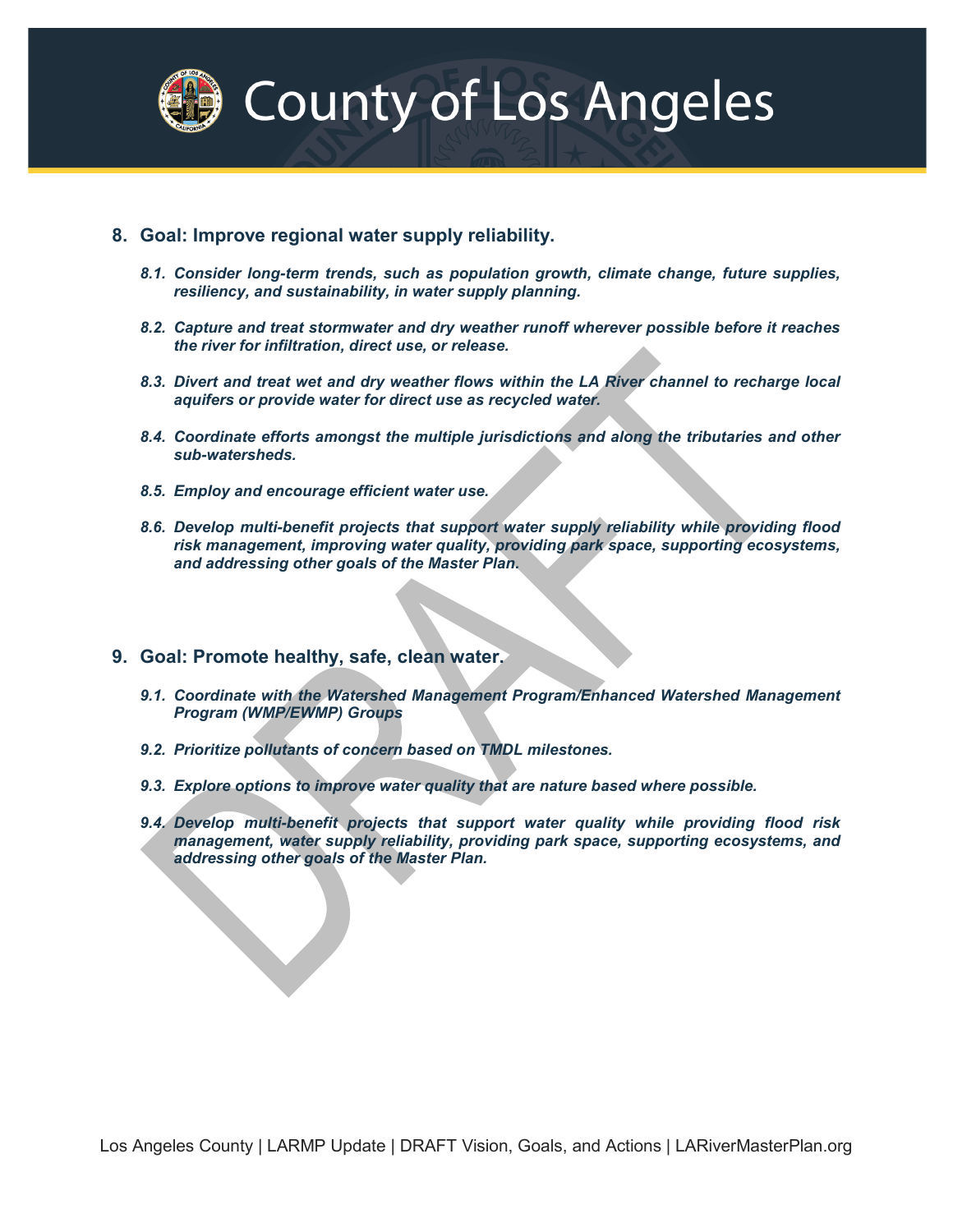8. **Goal: Improve regional water supply reliability.**

   8.1. ***Consider long-term trends, such as population growth, climate change, future supplies, resiliency, and sustainability, in water supply planning.***

   8.2. ***Capture and treat stormwater and dry weather runoff wherever possible before it reaches the river for infiltration, direct use, or release.***

   8.3. ***Divert and treat wet and dry weather flows within the LA River channel to recharge local aquifers or provide water for direct use as recycled water.***

   8.4. ***Coordinate efforts amongst the multiple jurisdictions and along the tributaries and other sub-watersheds.***

   8.5. ***Employ and encourage efficient water use.***

   8.6. ***Develop multi-benefit projects that support water supply reliability while providing flood risk management, improving water quality, providing park space, supporting ecosystems, and addressing other goals of the Master Plan.***

9. **Goal: Promote healthy, safe, clean water.**

   9.1. ***Coordinate with the Watershed Management Program/Enhanced Watershed Management Program (WMP/EWMP) Groups***

   9.2. ***Prioritize pollutants of concern based on TMDL milestones.***

   9.3. ***Explore options to improve water quality that are nature based where possible.***

   9.4. ***Develop multi-benefit projects that support water quality while providing flood risk management, water supply reliability, providing park space, supporting ecosystems, and addressing other goals of the Master Plan.***